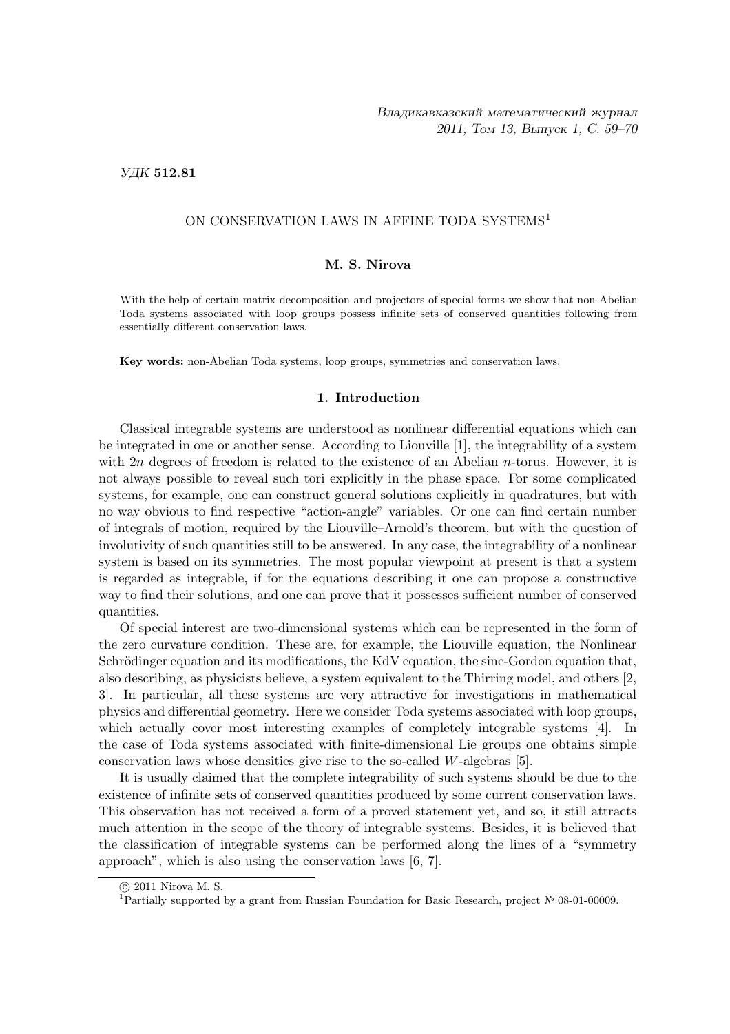УДК **512.81**

# ON CONSERVATION LAWS IN AFFINE TODA SYSTEMS[1]

**M. S. Nirova**

With the help of certain matrix decomposition and projectors of special forms we show that non-Abelian Toda systems associated with loop groups possess infinite sets of conserved quantities following from essentially different conservation laws.

**Key words:** non-Abelian Toda systems, loop groups, symmetries and conservation laws.

## 1. Introduction

Classical integrable systems are understood as nonlinear differential equations which can be integrated in one or another sense. According to Liouville [1], the integrability of a system with $2n$ degrees of freedom is related to the existence of an Abelian $n$-torus. However, it is not always possible to reveal such tori explicitly in the phase space. For some complicated systems, for example, one can construct general solutions explicitly in quadratures, but with no way obvious to find respective "action-angle" variables. Or one can find certain number of integrals of motion, required by the Liouville–Arnold's theorem, but with the question of involutivity of such quantities still to be answered. In any case, the integrability of a nonlinear system is based on its symmetries. The most popular viewpoint at present is that a system is regarded as integrable, if for the equations describing it one can propose a constructive way to find their solutions, and one can prove that it possesses sufficient number of conserved quantities.

Of special interest are two-dimensional systems which can be represented in the form of the zero curvature condition. These are, for example, the Liouville equation, the Nonlinear Schrödinger equation and its modifications, the KdV equation, the sine-Gordon equation that, also describing, as physicists believe, a system equivalent to the Thirring model, and others [2, 3]. In particular, all these systems are very attractive for investigations in mathematical physics and differential geometry. Here we consider Toda systems associated with loop groups, which actually cover most interesting examples of completely integrable systems [4]. In the case of Toda systems associated with finite-dimensional Lie groups one obtains simple conservation laws whose densities give rise to the so-called $W$-algebras [5].

It is usually claimed that the complete integrability of such systems should be due to the existence of infinite sets of conserved quantities produced by some current conservation laws. This observation has not received a form of a proved statement yet, and so, it still attracts much attention in the scope of the theory of integrable systems. Besides, it is believed that the classification of integrable systems can be performed along the lines of a "symmetry approach", which is also using the conservation laws [6, 7].

© 2011 Nirova M. S.

[1] Partially supported by a grant from Russian Foundation for Basic Research, project № 08-01-00009.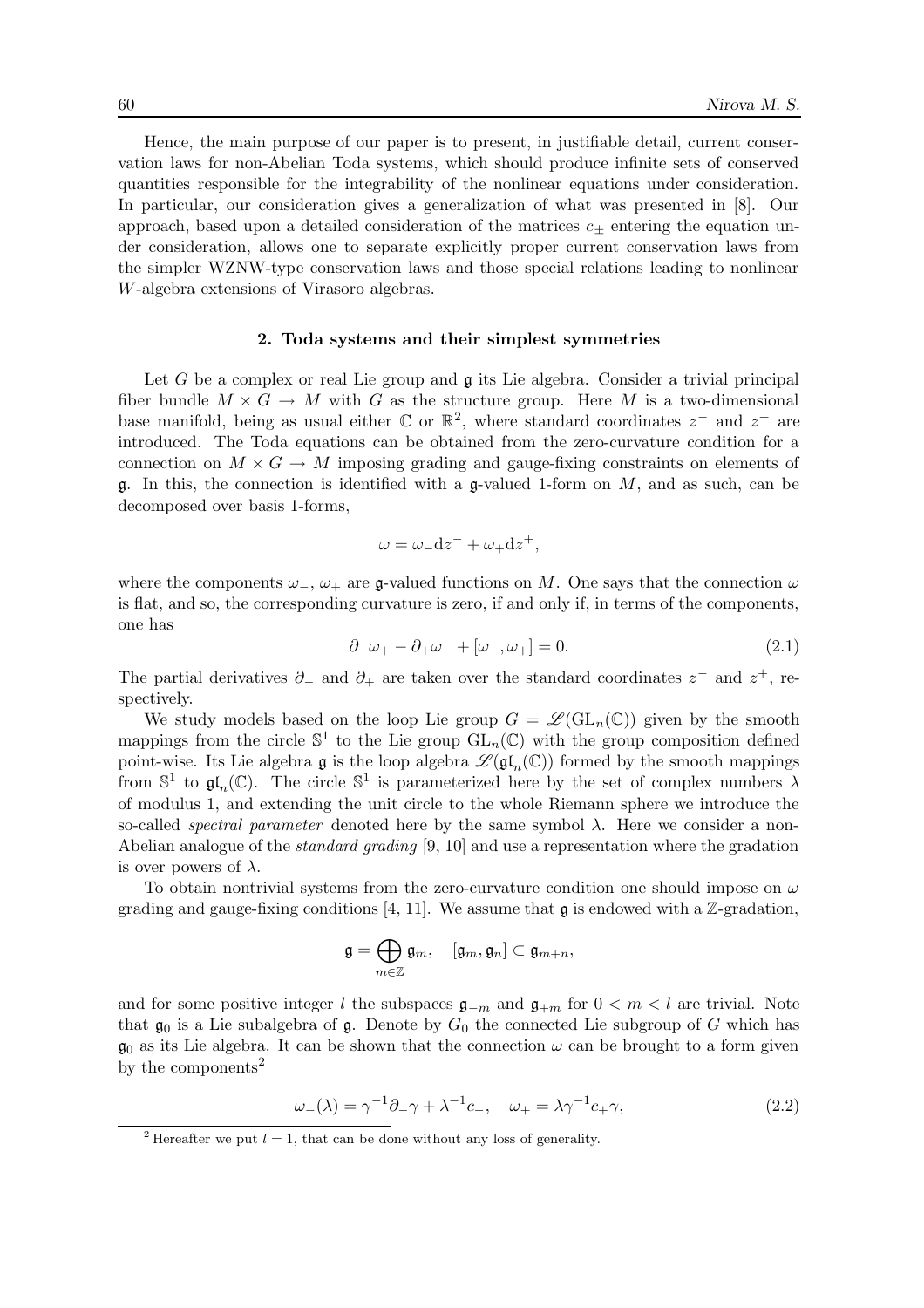Hence, the main purpose of our paper is to present, in justifiable detail, current conservation laws for non-Abelian Toda systems, which should produce infinite sets of conserved quantities responsible for the integrability of the nonlinear equations under consideration. In particular, our consideration gives a generalization of what was presented in [8]. Our approach, based upon a detailed consideration of the matrices $c_\pm$ entering the equation under consideration, allows one to separate explicitly proper current conservation laws from the simpler WZNW-type conservation laws and those special relations leading to nonlinear $W$-algebra extensions of Virasoro algebras.

## 2. Toda systems and their simplest symmetries

Let $G$ be a complex or real Lie group and $\mathfrak{g}$ its Lie algebra. Consider a trivial principal fiber bundle $M \times G \to M$ with $G$ as the structure group. Here $M$ is a two-dimensional base manifold, being as usual either $\mathbb{C}$ or $\mathbb{R}^2$, where standard coordinates $z^-$ and $z^+$ are introduced. The Toda equations can be obtained from the zero-curvature condition for a connection on $M \times G \to M$ imposing grading and gauge-fixing constraints on elements of $\mathfrak{g}$. In this, the connection is identified with a $\mathfrak{g}$-valued 1-form on $M$, and as such, can be decomposed over basis 1-forms,

$$\omega = \omega_- \mathrm{d}z^- + \omega_+ \mathrm{d}z^+,$$

where the components $\omega_-$, $\omega_+$ are $\mathfrak{g}$-valued functions on $M$. One says that the connection $\omega$ is flat, and so, the corresponding curvature is zero, if and only if, in terms of the components, one has

$$\partial_- \omega_+ - \partial_+ \omega_- + [\omega_-, \omega_+] = 0. \tag{2.1}$$

The partial derivatives $\partial_-$ and $\partial_+$ are taken over the standard coordinates $z^-$ and $z^+$, respectively.

We study models based on the loop Lie group $G = \mathscr{L}(\mathrm{GL}_n(\mathbb{C}))$ given by the smooth mappings from the circle $\mathbb{S}^1$ to the Lie group $\mathrm{GL}_n(\mathbb{C})$ with the group composition defined point-wise. Its Lie algebra $\mathfrak{g}$ is the loop algebra $\mathscr{L}(\mathfrak{gl}_n(\mathbb{C}))$ formed by the smooth mappings from $\mathbb{S}^1$ to $\mathfrak{gl}_n(\mathbb{C})$. The circle $\mathbb{S}^1$ is parameterized here by the set of complex numbers $\lambda$ of modulus 1, and extending the unit circle to the whole Riemann sphere we introduce the so-called *spectral parameter* denoted here by the same symbol $\lambda$. Here we consider a non-Abelian analogue of the *standard grading* [9, 10] and use a representation where the gradation is over powers of $\lambda$.

To obtain nontrivial systems from the zero-curvature condition one should impose on $\omega$ grading and gauge-fixing conditions [4, 11]. We assume that $\mathfrak{g}$ is endowed with a $\mathbb{Z}$-gradation,

$$\mathfrak{g} = \bigoplus_{m \in \mathbb{Z}} \mathfrak{g}_m, \quad [\mathfrak{g}_m, \mathfrak{g}_n] \subset \mathfrak{g}_{m+n},$$

and for some positive integer $l$ the subspaces $\mathfrak{g}_{-m}$ and $\mathfrak{g}_{+m}$ for $0 < m < l$ are trivial. Note that $\mathfrak{g}_0$ is a Lie subalgebra of $\mathfrak{g}$. Denote by $G_0$ the connected Lie subgroup of $G$ which has $\mathfrak{g}_0$ as its Lie algebra. It can be shown that the connection $\omega$ can be brought to a form given by the components[2]

$$\omega_-(\lambda) = \gamma^{-1} \partial_- \gamma + \lambda^{-1} c_-, \quad \omega_+ = \lambda \gamma^{-1} c_+ \gamma, \tag{2.2}$$

[2] Hereafter we put $l = 1$, that can be done without any loss of generality.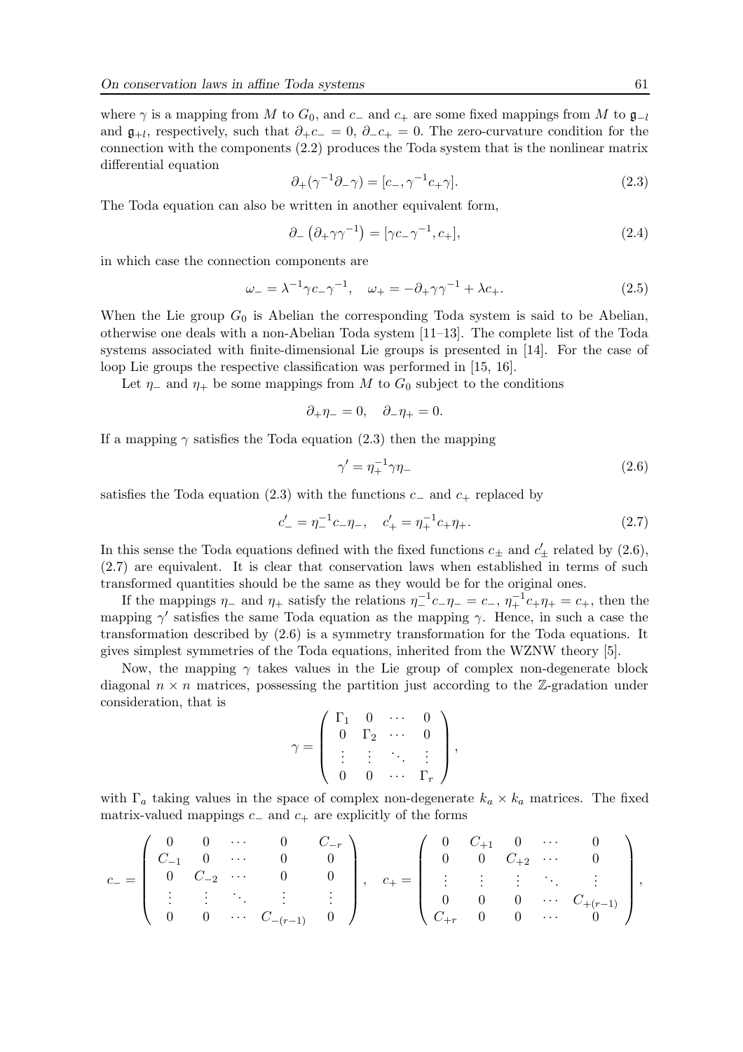where $\gamma$ is a mapping from $M$ to $G_0$, and $c_-$ and $c_+$ are some fixed mappings from $M$ to $\mathfrak{g}_{-l}$ and $\mathfrak{g}_{+l}$, respectively, such that $\partial_+ c_- = 0$, $\partial_- c_+ = 0$. The zero-curvature condition for the connection with the components (2.2) produces the Toda system that is the nonlinear matrix differential equation

$$\partial_+(\gamma^{-1}\partial_-\gamma) = [c_-, \gamma^{-1}c_+\gamma]. \tag{2.3}$$

The Toda equation can also be written in another equivalent form,

$$\partial_-\left(\partial_+\gamma\gamma^{-1}\right) = [\gamma c_-\gamma^{-1}, c_+], \tag{2.4}$$

in which case the connection components are

$$\omega_- = \lambda^{-1}\gamma c_-\gamma^{-1}, \quad \omega_+ = -\partial_+\gamma\gamma^{-1} + \lambda c_+. \tag{2.5}$$

When the Lie group $G_0$ is Abelian the corresponding Toda system is said to be Abelian, otherwise one deals with a non-Abelian Toda system [11–13]. The complete list of the Toda systems associated with finite-dimensional Lie groups is presented in [14]. For the case of loop Lie groups the respective classification was performed in [15, 16].

Let $\eta_-$ and $\eta_+$ be some mappings from $M$ to $G_0$ subject to the conditions

$$\partial_+\eta_- = 0, \quad \partial_-\eta_+ = 0.$$

If a mapping $\gamma$ satisfies the Toda equation (2.3) then the mapping

$$\gamma' = \eta_+^{-1}\gamma\eta_- \tag{2.6}$$

satisfies the Toda equation (2.3) with the functions $c_-$ and $c_+$ replaced by

$$c'_- = \eta_-^{-1}c_-\eta_-, \quad c'_+ = \eta_+^{-1}c_+\eta_+. \tag{2.7}$$

In this sense the Toda equations defined with the fixed functions $c_\pm$ and $c'_\pm$ related by (2.6), (2.7) are equivalent. It is clear that conservation laws when established in terms of such transformed quantities should be the same as they would be for the original ones.

If the mappings $\eta_-$ and $\eta_+$ satisfy the relations $\eta_-^{-1}c_-\eta_- = c_-$, $\eta_+^{-1}c_+\eta_+ = c_+$, then the mapping $\gamma'$ satisfies the same Toda equation as the mapping $\gamma$. Hence, in such a case the transformation described by (2.6) is a symmetry transformation for the Toda equations. It gives simplest symmetries of the Toda equations, inherited from the WZNW theory [5].

Now, the mapping $\gamma$ takes values in the Lie group of complex non-degenerate block diagonal $n \times n$ matrices, possessing the partition just according to the $\mathbb{Z}$-gradation under consideration, that is

$$\gamma = \begin{pmatrix} \Gamma_1 & 0 & \cdots & 0 \\ 0 & \Gamma_2 & \cdots & 0 \\ \vdots & \vdots & \ddots & \vdots \\ 0 & 0 & \cdots & \Gamma_r \end{pmatrix},$$

with $\Gamma_a$ taking values in the space of complex non-degenerate $k_a \times k_a$ matrices. The fixed matrix-valued mappings $c_-$ and $c_+$ are explicitly of the forms

$$c_- = \begin{pmatrix} 0 & 0 & \cdots & 0 & C_{-r} \\ C_{-1} & 0 & \cdots & 0 & 0 \\ 0 & C_{-2} & \cdots & 0 & 0 \\ \vdots & \vdots & \ddots & \vdots & \vdots \\ 0 & 0 & \cdots & C_{-(r-1)} & 0 \end{pmatrix}, \quad c_+ = \begin{pmatrix} 0 & C_{+1} & 0 & \cdots & 0 \\ 0 & 0 & C_{+2} & \cdots & 0 \\ \vdots & \vdots & \vdots & \ddots & \vdots \\ 0 & 0 & 0 & \cdots & C_{+(r-1)} \\ C_{+r} & 0 & 0 & \cdots & 0 \end{pmatrix},$$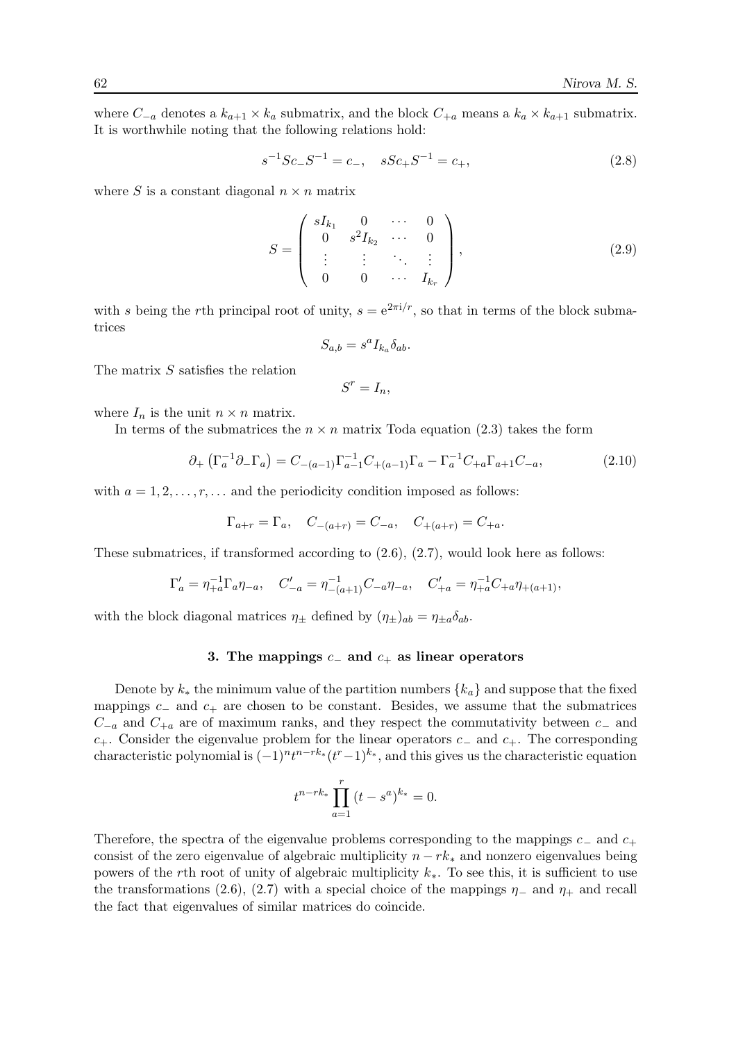where $C_{-a}$ denotes a $k_{a+1} \times k_a$ submatrix, and the block $C_{+a}$ means a $k_a \times k_{a+1}$ submatrix. It is worthwhile noting that the following relations hold:

$$s^{-1} S c_- S^{-1} = c_-, \quad s S c_+ S^{-1} = c_+, \tag{2.8}$$

where $S$ is a constant diagonal $n \times n$ matrix

$$S = \begin{pmatrix} sI_{k_1} & 0 & \cdots & 0 \\ 0 & s^2 I_{k_2} & \cdots & 0 \\ \vdots & \vdots & \ddots & \vdots \\ 0 & 0 & \cdots & I_{k_r} \end{pmatrix}, \tag{2.9}$$

with $s$ being the $r$th principal root of unity, $s = \mathrm{e}^{2\pi \mathrm{i}/r}$, so that in terms of the block submatrices

$$S_{a,b} = s^a I_{k_a} \delta_{ab}.$$

The matrix $S$ satisfies the relation

$$S^r = I_n,$$

where $I_n$ is the unit $n \times n$ matrix.

In terms of the submatrices the $n \times n$ matrix Toda equation (2.3) takes the form

$$\partial_+ \left( \Gamma_a^{-1} \partial_- \Gamma_a \right) = C_{-(a-1)} \Gamma_{a-1}^{-1} C_{+(a-1)} \Gamma_a - \Gamma_a^{-1} C_{+a} \Gamma_{a+1} C_{-a}, \tag{2.10}$$

with $a = 1, 2, \ldots, r, \ldots$ and the periodicity condition imposed as follows:

$$\Gamma_{a+r} = \Gamma_a, \quad C_{-(a+r)} = C_{-a}, \quad C_{+(a+r)} = C_{+a}.$$

These submatrices, if transformed according to (2.6), (2.7), would look here as follows:

$$\Gamma'_a = \eta_{+a}^{-1} \Gamma_a \eta_{-a}, \quad C'_{-a} = \eta_{-(a+1)}^{-1} C_{-a} \eta_{-a}, \quad C'_{+a} = \eta_{+a}^{-1} C_{+a} \eta_{+(a+1)},$$

with the block diagonal matrices $\eta_\pm$ defined by $(\eta_\pm)_{ab} = \eta_{\pm a} \delta_{ab}$.

### 3. The mappings $c_-$ and $c_+$ as linear operators

Denote by $k_*$ the minimum value of the partition numbers $\{k_a\}$ and suppose that the fixed mappings $c_-$ and $c_+$ are chosen to be constant. Besides, we assume that the submatrices $C_{-a}$ and $C_{+a}$ are of maximum ranks, and they respect the commutativity between $c_-$ and $c_+$. Consider the eigenvalue problem for the linear operators $c_-$ and $c_+$. The corresponding characteristic polynomial is $(-1)^n t^{n-rk_*}(t^r - 1)^{k_*}$, and this gives us the characteristic equation

$$t^{n-rk_*} \prod_{a=1}^{r} (t - s^a)^{k_*} = 0.$$

Therefore, the spectra of the eigenvalue problems corresponding to the mappings $c_-$ and $c_+$ consist of the zero eigenvalue of algebraic multiplicity $n - rk_*$ and nonzero eigenvalues being powers of the $r$th root of unity of algebraic multiplicity $k_*$. To see this, it is sufficient to use the transformations (2.6), (2.7) with a special choice of the mappings $\eta_-$ and $\eta_+$ and recall the fact that eigenvalues of similar matrices do coincide.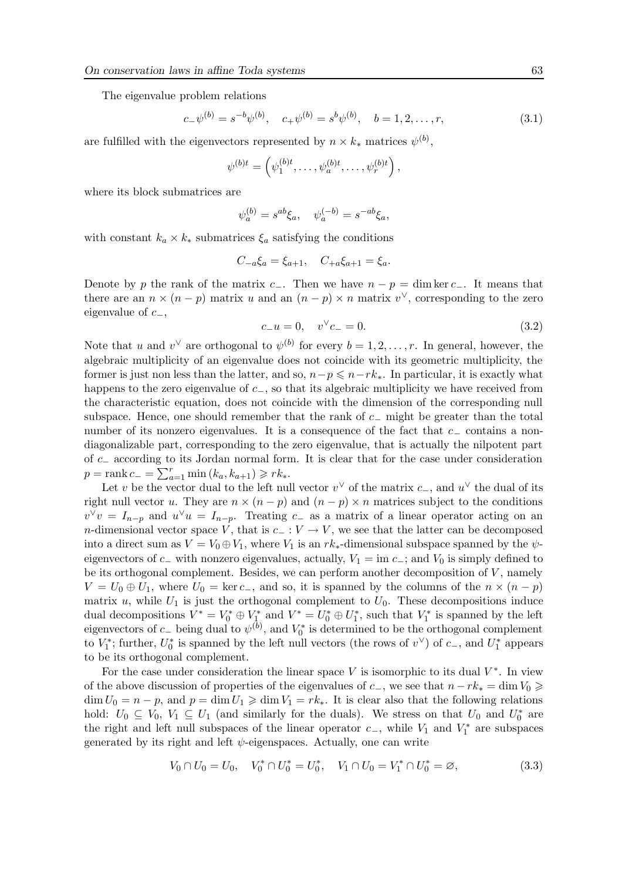The eigenvalue problem relations

$$c_-\psi^{(b)} = s^{-b}\psi^{(b)}, \quad c_+\psi^{(b)} = s^b\psi^{(b)}, \quad b = 1, 2, \ldots, r, \tag{3.1}$$

are fulfilled with the eigenvectors represented by $n \times k_*$ matrices $\psi^{(b)}$,

$$\psi^{(b)t} = \left(\psi_1^{(b)t}, \ldots, \psi_a^{(b)t}, \ldots, \psi_r^{(b)t}\right),$$

where its block submatrices are

$$\psi_a^{(b)} = s^{ab}\xi_a, \quad \psi_a^{(-b)} = s^{-ab}\xi_a,$$

with constant $k_a \times k_*$ submatrices $\xi_a$ satisfying the conditions

$$C_{-a}\xi_a = \xi_{a+1}, \quad C_{+a}\xi_{a+1} = \xi_a.$$

Denote by $p$ the rank of the matrix $c_-$. Then we have $n - p = \dim \ker c_-$. It means that there are an $n \times (n-p)$ matrix $u$ and an $(n-p) \times n$ matrix $v^\vee$, corresponding to the zero eigenvalue of $c_-$,

$$c_- u = 0, \quad v^\vee c_- = 0. \tag{3.2}$$

Note that $u$ and $v^\vee$ are orthogonal to $\psi^{(b)}$ for every $b = 1, 2, \ldots, r$. In general, however, the algebraic multiplicity of an eigenvalue does not coincide with its geometric multiplicity, the former is just non less than the latter, and so, $n-p \leqslant n-rk_*$. In particular, it is exactly what happens to the zero eigenvalue of $c_-$, so that its algebraic multiplicity we have received from the characteristic equation, does not coincide with the dimension of the corresponding null subspace. Hence, one should remember that the rank of $c_-$ might be greater than the total number of its nonzero eigenvalues. It is a consequence of the fact that $c_-$ contains a non-diagonalizable part, corresponding to the zero eigenvalue, that is actually the nilpotent part of $c_-$ according to its Jordan normal form. It is clear that for the case under consideration $p = \operatorname{rank} c_- = \sum_{a=1}^r \min(k_a, k_{a+1}) \geqslant rk_*$.

Let $v$ be the vector dual to the left null vector $v^\vee$ of the matrix $c_-$, and $u^\vee$ the dual of its right null vector $u$. They are $n \times (n-p)$ and $(n-p) \times n$ matrices subject to the conditions $v^\vee v = I_{n-p}$ and $u^\vee u = I_{n-p}$. Treating $c_-$ as a matrix of a linear operator acting on an $n$-dimensional vector space $V$, that is $c_- : V \to V$, we see that the latter can be decomposed into a direct sum as $V = V_0 \oplus V_1$, where $V_1$ is an $rk_*$-dimensional subspace spanned by the $\psi$-eigenvectors of $c_-$ with nonzero eigenvalues, actually, $V_1 = \operatorname{im} c_-$; and $V_0$ is simply defined to be its orthogonal complement. Besides, we can perform another decomposition of $V$, namely $V = U_0 \oplus U_1$, where $U_0 = \ker c_-$, and so, it is spanned by the columns of the $n \times (n-p)$ matrix $u$, while $U_1$ is just the orthogonal complement to $U_0$. These decompositions induce dual decompositions $V^* = V_0^* \oplus V_1^*$ and $V^* = U_0^* \oplus U_1^*$, such that $V_1^*$ is spanned by the left eigenvectors of $c_-$ being dual to $\psi^{(b)}$, and $V_0^*$ is determined to be the orthogonal complement to $V_1^*$; further, $U_0^*$ is spanned by the left null vectors (the rows of $v^\vee$) of $c_-$, and $U_1^*$ appears to be its orthogonal complement.

For the case under consideration the linear space $V$ is isomorphic to its dual $V^*$. In view of the above discussion of properties of the eigenvalues of $c_-$, we see that $n - rk_* = \dim V_0 \geqslant \dim U_0 = n - p$, and $p = \dim U_1 \geqslant \dim V_1 = rk_*$. It is clear also that the following relations hold: $U_0 \subseteq V_0$, $V_1 \subseteq U_1$ (and similarly for the duals). We stress on that $U_0$ and $U_0^*$ are the right and left null subspaces of the linear operator $c_-$, while $V_1$ and $V_1^*$ are subspaces generated by its right and left $\psi$-eigenspaces. Actually, one can write

$$V_0 \cap U_0 = U_0, \quad V_0^* \cap U_0^* = U_0^*, \quad V_1 \cap U_0 = V_1^* \cap U_0^* = \varnothing, \tag{3.3}$$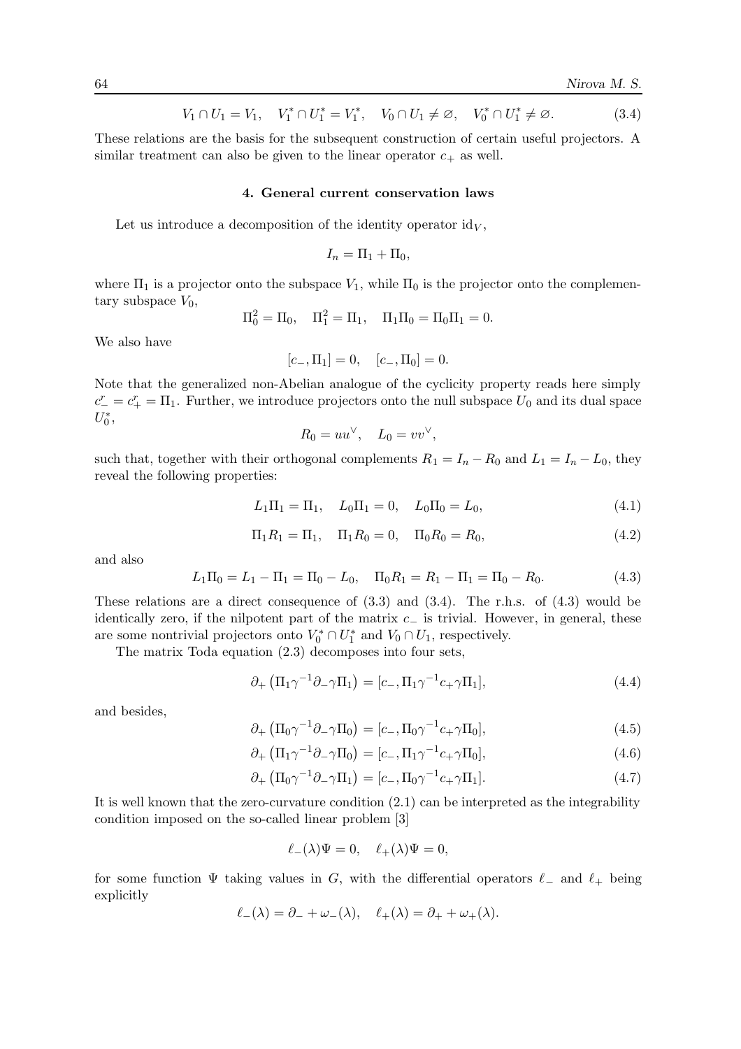$$V_1 \cap U_1 = V_1, \quad V_1^* \cap U_1^* = V_1^*, \quad V_0 \cap U_1 \neq \varnothing, \quad V_0^* \cap U_1^* \neq \varnothing. \tag{3.4}$$

These relations are the basis for the subsequent construction of certain useful projectors. A similar treatment can also be given to the linear operator $c_+$ as well.

### 4. General current conservation laws

Let us introduce a decomposition of the identity operator $\mathrm{id}_V$,

$$I_n = \Pi_1 + \Pi_0,$$

where $\Pi_1$ is a projector onto the subspace $V_1$, while $\Pi_0$ is the projector onto the complementary subspace $V_0$,

$$\Pi_0^2 = \Pi_0, \quad \Pi_1^2 = \Pi_1, \quad \Pi_1\Pi_0 = \Pi_0\Pi_1 = 0.$$

We also have

$$[c_-, \Pi_1] = 0, \quad [c_-, \Pi_0] = 0.$$

Note that the generalized non-Abelian analogue of the cyclicity property reads here simply $c_-^r = c_+^r = \Pi_1$. Further, we introduce projectors onto the null subspace $U_0$ and its dual space $U_0^*$,

$$R_0 = uu^\vee, \quad L_0 = vv^\vee,$$

such that, together with their orthogonal complements $R_1 = I_n - R_0$ and $L_1 = I_n - L_0$, they reveal the following properties:

$$L_1\Pi_1 = \Pi_1, \quad L_0\Pi_1 = 0, \quad L_0\Pi_0 = L_0, \tag{4.1}$$

$$\Pi_1 R_1 = \Pi_1, \quad \Pi_1 R_0 = 0, \quad \Pi_0 R_0 = R_0, \tag{4.2}$$

and also

$$L_1\Pi_0 = L_1 - \Pi_1 = \Pi_0 - L_0, \quad \Pi_0 R_1 = R_1 - \Pi_1 = \Pi_0 - R_0. \tag{4.3}$$

These relations are a direct consequence of (3.3) and (3.4). The r.h.s. of (4.3) would be identically zero, if the nilpotent part of the matrix $c_-$ is trivial. However, in general, these are some nontrivial projectors onto $V_0^* \cap U_1^*$ and $V_0 \cap U_1$, respectively.

The matrix Toda equation (2.3) decomposes into four sets,

$$\partial_+ \left(\Pi_1 \gamma^{-1} \partial_- \gamma \Pi_1\right) = [c_-, \Pi_1 \gamma^{-1} c_+ \gamma \Pi_1], \tag{4.4}$$

and besides,

$$\partial_+ \left(\Pi_0 \gamma^{-1} \partial_- \gamma \Pi_0\right) = [c_-, \Pi_0 \gamma^{-1} c_+ \gamma \Pi_0], \tag{4.5}$$

$$\partial_+ \left(\Pi_1 \gamma^{-1} \partial_- \gamma \Pi_0\right) = [c_-, \Pi_1 \gamma^{-1} c_+ \gamma \Pi_0], \tag{4.6}$$

$$\partial_+ \left(\Pi_0 \gamma^{-1} \partial_- \gamma \Pi_1\right) = [c_-, \Pi_0 \gamma^{-1} c_+ \gamma \Pi_1]. \tag{4.7}$$

It is well known that the zero-curvature condition (2.1) can be interpreted as the integrability condition imposed on the so-called linear problem [3]

$$\ell_-(\lambda)\Psi = 0, \quad \ell_+(\lambda)\Psi = 0,$$

for some function $\Psi$ taking values in $G$, with the differential operators $\ell_-$ and $\ell_+$ being explicitly

$$\ell_-(\lambda) = \partial_- + \omega_-(\lambda), \quad \ell_+(\lambda) = \partial_+ + \omega_+(\lambda).$$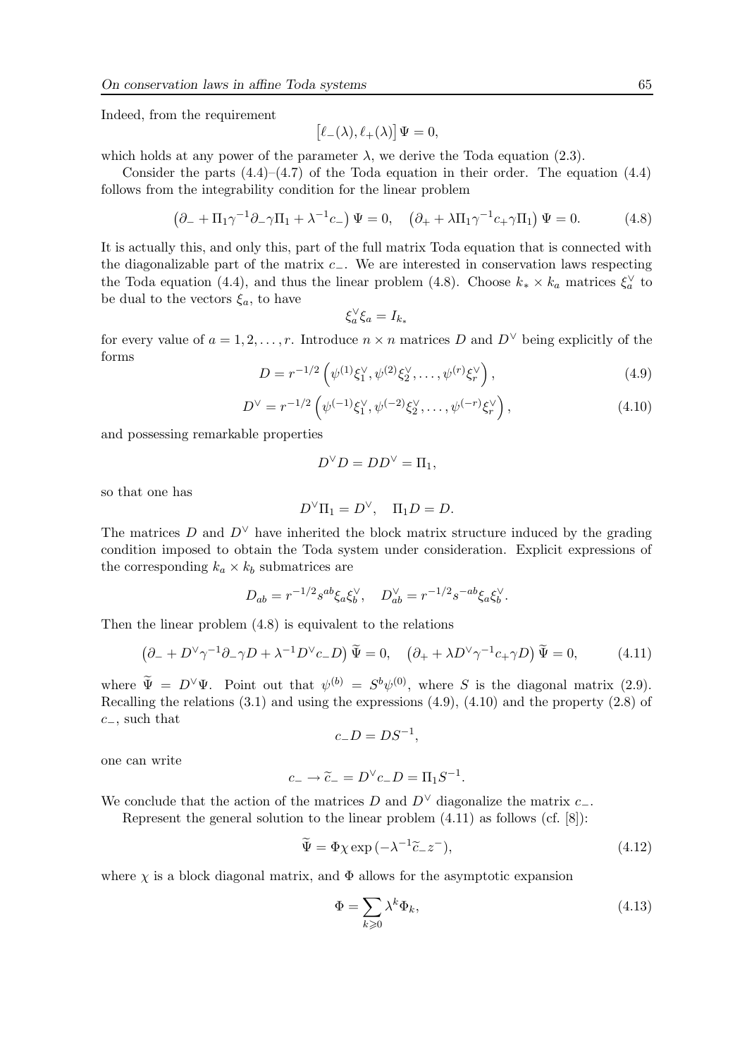Indeed, from the requirement

$$\left[\ell_-(\lambda), \ell_+(\lambda)\right] \Psi = 0,$$

which holds at any power of the parameter $\lambda$, we derive the Toda equation (2.3).

Consider the parts (4.4)–(4.7) of the Toda equation in their order. The equation (4.4) follows from the integrability condition for the linear problem

$$\left(\partial_- + \Pi_1 \gamma^{-1} \partial_- \gamma \Pi_1 + \lambda^{-1} c_-\right) \Psi = 0, \quad \left(\partial_+ + \lambda \Pi_1 \gamma^{-1} c_+ \gamma \Pi_1\right) \Psi = 0. \tag{4.8}$$

It is actually this, and only this, part of the full matrix Toda equation that is connected with the diagonalizable part of the matrix $c_-$. We are interested in conservation laws respecting the Toda equation (4.4), and thus the linear problem (4.8). Choose $k_* \times k_a$ matrices $\xi_a^\vee$ to be dual to the vectors $\xi_a$, to have

$$\xi_a^\vee \xi_a = I_{k_*}$$

for every value of $a = 1, 2, \ldots, r$. Introduce $n \times n$ matrices $D$ and $D^\vee$ being explicitly of the forms

$$D = r^{-1/2} \left(\psi^{(1)} \xi_1^\vee, \psi^{(2)} \xi_2^\vee, \ldots, \psi^{(r)} \xi_r^\vee\right), \tag{4.9}$$

$$D^\vee = r^{-1/2} \left(\psi^{(-1)} \xi_1^\vee, \psi^{(-2)} \xi_2^\vee, \ldots, \psi^{(-r)} \xi_r^\vee\right), \tag{4.10}$$

and possessing remarkable properties

$$D^\vee D = D D^\vee = \Pi_1,$$

so that one has

$$D^\vee \Pi_1 = D^\vee, \quad \Pi_1 D = D.$$

The matrices $D$ and $D^\vee$ have inherited the block matrix structure induced by the grading condition imposed to obtain the Toda system under consideration. Explicit expressions of the corresponding $k_a \times k_b$ submatrices are

$$D_{ab} = r^{-1/2} s^{ab} \xi_a \xi_b^\vee, \quad D_{ab}^\vee = r^{-1/2} s^{-ab} \xi_a \xi_b^\vee.$$

Then the linear problem (4.8) is equivalent to the relations

$$\left(\partial_- + D^\vee \gamma^{-1} \partial_- \gamma D + \lambda^{-1} D^\vee c_- D\right) \widetilde{\Psi} = 0, \quad \left(\partial_+ + \lambda D^\vee \gamma^{-1} c_+ \gamma D\right) \widetilde{\Psi} = 0, \tag{4.11}$$

where $\widetilde{\Psi} = D^\vee \Psi$. Point out that $\psi^{(b)} = S^b \psi^{(0)}$, where $S$ is the diagonal matrix (2.9). Recalling the relations (3.1) and using the expressions (4.9), (4.10) and the property (2.8) of $c_-$, such that

$$c_- D = D S^{-1},$$

one can write

$$c_- \to \widetilde{c}_- = D^\vee c_- D = \Pi_1 S^{-1}.$$

We conclude that the action of the matrices $D$ and $D^\vee$ diagonalize the matrix $c_-$.

Represent the general solution to the linear problem (4.11) as follows (cf. [8]):

$$\widetilde{\Psi} = \Phi \chi \exp\left(-\lambda^{-1} \widetilde{c}_- z^-\right), \tag{4.12}$$

where $\chi$ is a block diagonal matrix, and $\Phi$ allows for the asymptotic expansion

$$\Phi = \sum_{k \geqslant 0} \lambda^k \Phi_k, \tag{4.13}$$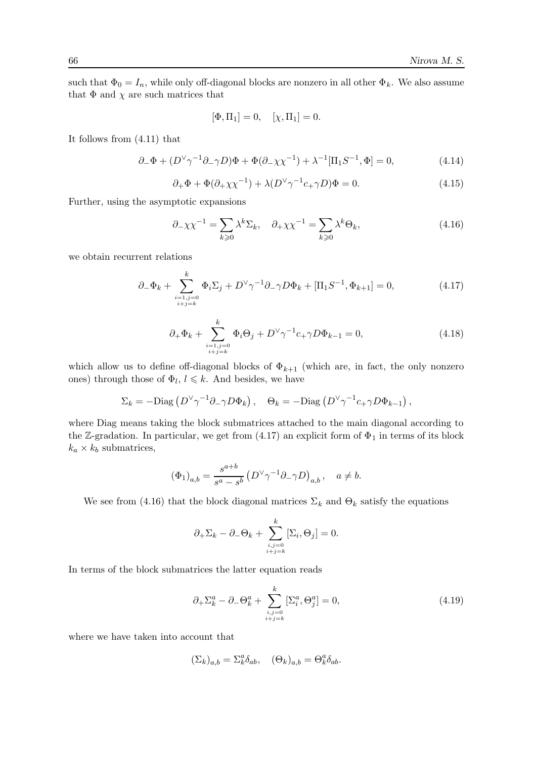such that $\Phi_0 = I_n$, while only off-diagonal blocks are nonzero in all other $\Phi_k$. We also assume that $\Phi$ and $\chi$ are such matrices that

$$[\Phi, \Pi_1] = 0, \quad [\chi, \Pi_1] = 0.$$

It follows from (4.11) that

$$\partial_- \Phi + (D^\vee \gamma^{-1} \partial_- \gamma D)\Phi + \Phi(\partial_- \chi \chi^{-1}) + \lambda^{-1}[\Pi_1 S^{-1}, \Phi] = 0, \tag{4.14}$$

$$\partial_+ \Phi + \Phi(\partial_+ \chi \chi^{-1}) + \lambda(D^\vee \gamma^{-1} c_+ \gamma D)\Phi = 0. \tag{4.15}$$

Further, using the asymptotic expansions

$$\partial_- \chi \chi^{-1} = \sum_{k \geqslant 0} \lambda^k \Sigma_k, \quad \partial_+ \chi \chi^{-1} = \sum_{k \geqslant 0} \lambda^k \Theta_k, \tag{4.16}$$

we obtain recurrent relations

$$\partial_- \Phi_k + \sum_{\substack{i=1, j=0 \\ i+j=k}}^{k} \Phi_i \Sigma_j + D^\vee \gamma^{-1} \partial_- \gamma D \Phi_k + [\Pi_1 S^{-1}, \Phi_{k+1}] = 0, \tag{4.17}$$

$$\partial_+ \Phi_k + \sum_{\substack{i=1, j=0 \\ i+j=k}}^{k} \Phi_i \Theta_j + D^\vee \gamma^{-1} c_+ \gamma D \Phi_{k-1} = 0, \tag{4.18}$$

which allow us to define off-diagonal blocks of $\Phi_{k+1}$ (which are, in fact, the only nonzero ones) through those of $\Phi_l$, $l \leqslant k$. And besides, we have

$$\Sigma_k = -\mathrm{Diag}\left(D^\vee \gamma^{-1} \partial_- \gamma D \Phi_k\right), \quad \Theta_k = -\mathrm{Diag}\left(D^\vee \gamma^{-1} c_+ \gamma D \Phi_{k-1}\right),$$

where Diag means taking the block submatrices attached to the main diagonal according to the $\mathbb{Z}$-gradation. In particular, we get from (4.17) an explicit form of $\Phi_1$ in terms of its block $k_a \times k_b$ submatrices,

$$\left(\Phi_1\right)_{a,b} = \frac{s^{a+b}}{s^a - s^b} \left(D^\vee \gamma^{-1} \partial_- \gamma D\right)_{a,b}, \quad a \neq b.$$

We see from (4.16) that the block diagonal matrices $\Sigma_k$ and $\Theta_k$ satisfy the equations

$$\partial_+ \Sigma_k - \partial_- \Theta_k + \sum_{\substack{i,j=0 \\ i+j=k}}^{k} [\Sigma_i, \Theta_j] = 0.$$

In terms of the block submatrices the latter equation reads

$$\partial_+ \Sigma_k^a - \partial_- \Theta_k^a + \sum_{\substack{i,j=0 \\ i+j=k}}^{k} [\Sigma_i^a, \Theta_j^a] = 0, \tag{4.19}$$

where we have taken into account that

$$\left(\Sigma_k\right)_{a,b} = \Sigma_k^a \delta_{ab}, \quad \left(\Theta_k\right)_{a,b} = \Theta_k^a \delta_{ab}.$$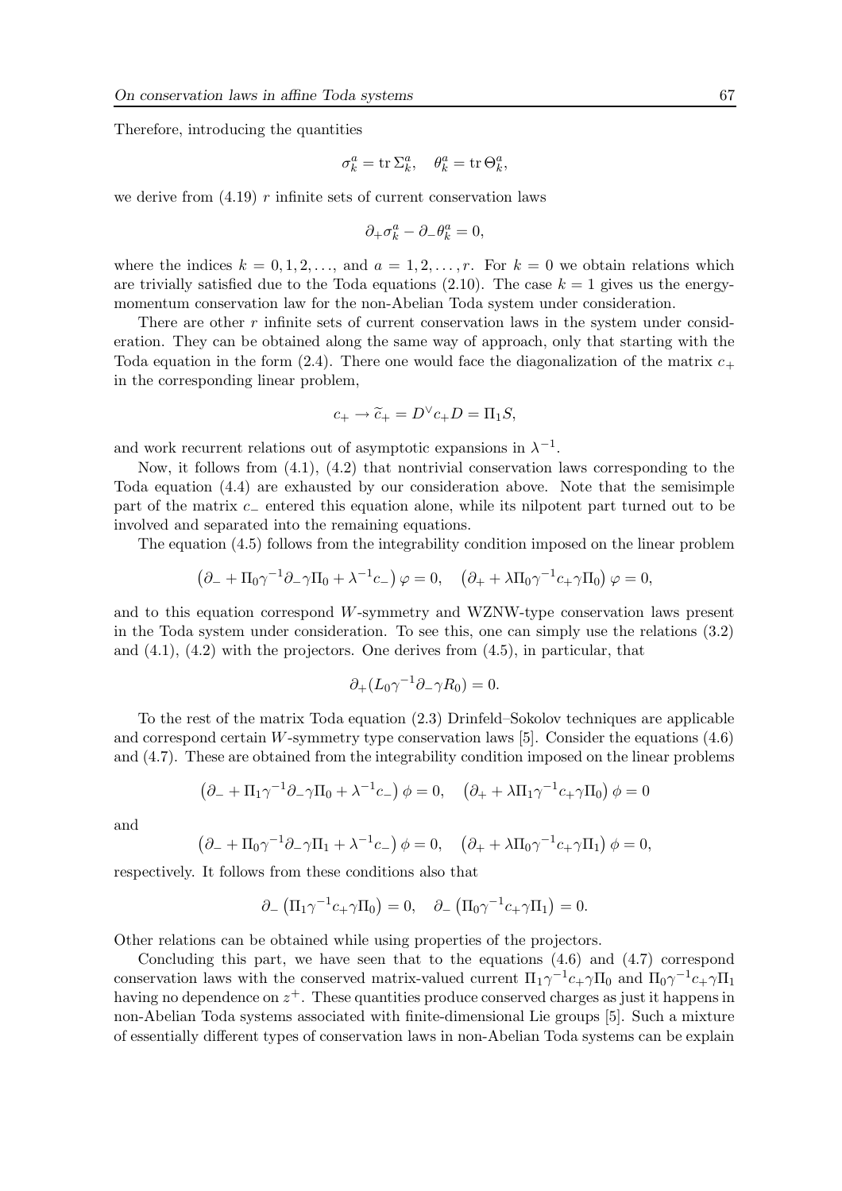Therefore, introducing the quantities

$$\sigma_k^a = \operatorname{tr} \Sigma_k^a, \quad \theta_k^a = \operatorname{tr} \Theta_k^a,$$

we derive from (4.19) $r$ infinite sets of current conservation laws

$$\partial_+ \sigma_k^a - \partial_- \theta_k^a = 0,$$

where the indices $k = 0, 1, 2, \ldots$, and $a = 1, 2, \ldots, r$. For $k = 0$ we obtain relations which are trivially satisfied due to the Toda equations (2.10). The case $k = 1$ gives us the energy-momentum conservation law for the non-Abelian Toda system under consideration.

There are other $r$ infinite sets of current conservation laws in the system under consideration. They can be obtained along the same way of approach, only that starting with the Toda equation in the form (2.4). There one would face the diagonalization of the matrix $c_+$ in the corresponding linear problem,

$$c_+ \to \widetilde{c}_+ = D^\vee c_+ D = \Pi_1 S,$$

and work recurrent relations out of asymptotic expansions in $\lambda^{-1}$.

Now, it follows from (4.1), (4.2) that nontrivial conservation laws corresponding to the Toda equation (4.4) are exhausted by our consideration above. Note that the semisimple part of the matrix $c_-$ entered this equation alone, while its nilpotent part turned out to be involved and separated into the remaining equations.

The equation (4.5) follows from the integrability condition imposed on the linear problem

$$\left(\partial_- + \Pi_0 \gamma^{-1} \partial_- \gamma \Pi_0 + \lambda^{-1} c_-\right) \varphi = 0, \quad \left(\partial_+ + \lambda \Pi_0 \gamma^{-1} c_+ \gamma \Pi_0\right) \varphi = 0,$$

and to this equation correspond $W$-symmetry and WZNW-type conservation laws present in the Toda system under consideration. To see this, one can simply use the relations (3.2) and (4.1), (4.2) with the projectors. One derives from (4.5), in particular, that

$$\partial_+ (L_0 \gamma^{-1} \partial_- \gamma R_0) = 0.$$

To the rest of the matrix Toda equation (2.3) Drinfeld–Sokolov techniques are applicable and correspond certain $W$-symmetry type conservation laws [5]. Consider the equations (4.6) and (4.7). These are obtained from the integrability condition imposed on the linear problems

$$\left(\partial_- + \Pi_1 \gamma^{-1} \partial_- \gamma \Pi_0 + \lambda^{-1} c_-\right) \phi = 0, \quad \left(\partial_+ + \lambda \Pi_1 \gamma^{-1} c_+ \gamma \Pi_0\right) \phi = 0$$

and

$$\left(\partial_- + \Pi_0 \gamma^{-1} \partial_- \gamma \Pi_1 + \lambda^{-1} c_-\right) \phi = 0, \quad \left(\partial_+ + \lambda \Pi_0 \gamma^{-1} c_+ \gamma \Pi_1\right) \phi = 0,$$

respectively. It follows from these conditions also that

$$\partial_- \left(\Pi_1 \gamma^{-1} c_+ \gamma \Pi_0\right) = 0, \quad \partial_- \left(\Pi_0 \gamma^{-1} c_+ \gamma \Pi_1\right) = 0.$$

Other relations can be obtained while using properties of the projectors.

Concluding this part, we have seen that to the equations (4.6) and (4.7) correspond conservation laws with the conserved matrix-valued current $\Pi_1 \gamma^{-1} c_+ \gamma \Pi_0$ and $\Pi_0 \gamma^{-1} c_+ \gamma \Pi_1$ having no dependence on $z^+$. These quantities produce conserved charges as just it happens in non-Abelian Toda systems associated with finite-dimensional Lie groups [5]. Such a mixture of essentially different types of conservation laws in non-Abelian Toda systems can be explain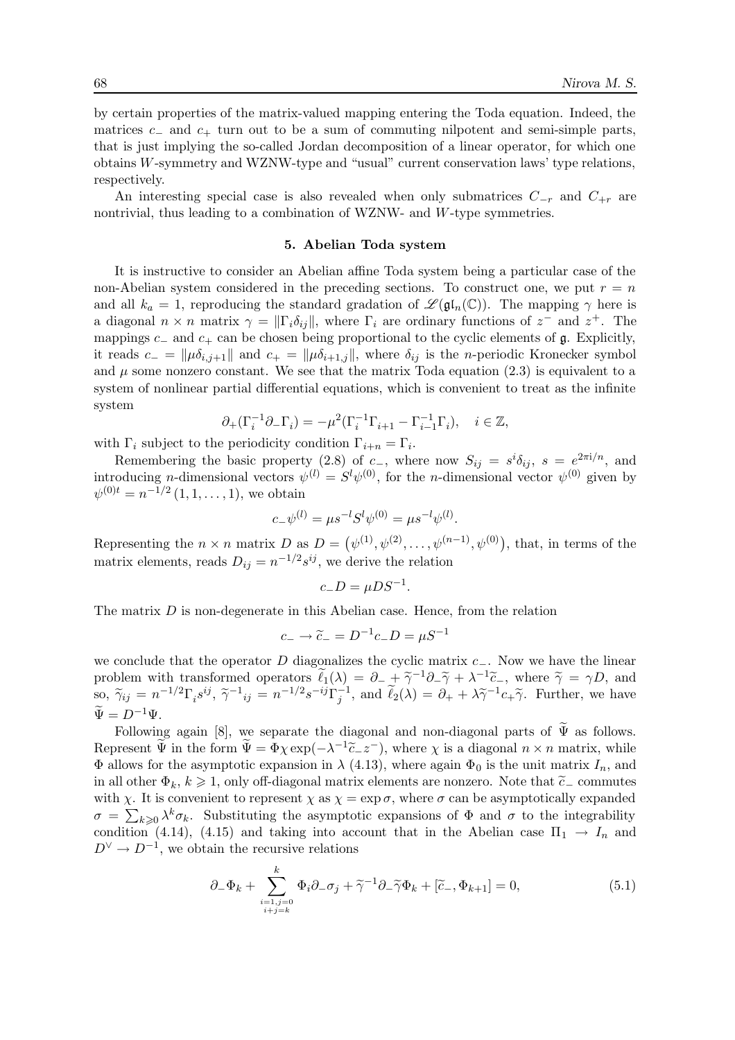by certain properties of the matrix-valued mapping entering the Toda equation. Indeed, the matrices $c_-$ and $c_+$ turn out to be a sum of commuting nilpotent and semi-simple parts, that is just implying the so-called Jordan decomposition of a linear operator, for which one obtains $W$-symmetry and WZNW-type and "usual" current conservation laws' type relations, respectively.

An interesting special case is also revealed when only submatrices $C_{-r}$ and $C_{+r}$ are nontrivial, thus leading to a combination of WZNW- and $W$-type symmetries.

## 5. Abelian Toda system

It is instructive to consider an Abelian affine Toda system being a particular case of the non-Abelian system considered in the preceding sections. To construct one, we put $r = n$ and all $k_a = 1$, reproducing the standard gradation of $\mathscr{L}(\mathfrak{gl}_n(\mathbb{C}))$. The mapping $\gamma$ here is a diagonal $n \times n$ matrix $\gamma = \|\Gamma_i \delta_{ij}\|$, where $\Gamma_i$ are ordinary functions of $z^-$ and $z^+$. The mappings $c_-$ and $c_+$ can be chosen being proportional to the cyclic elements of $\mathfrak{g}$. Explicitly, it reads $c_- = \|\mu\delta_{i,j+1}\|$ and $c_+ = \|\mu\delta_{i+1,j}\|$, where $\delta_{ij}$ is the $n$-periodic Kronecker symbol and $\mu$ some nonzero constant. We see that the matrix Toda equation (2.3) is equivalent to a system of nonlinear partial differential equations, which is convenient to treat as the infinite system

$$\partial_+(\Gamma_i^{-1}\partial_-\Gamma_i) = -\mu^2(\Gamma_i^{-1}\Gamma_{i+1} - \Gamma_{i-1}^{-1}\Gamma_i), \quad i \in \mathbb{Z},$$

with $\Gamma_i$ subject to the periodicity condition $\Gamma_{i+n} = \Gamma_i$.

Remembering the basic property (2.8) of $c_-$, where now $S_{ij} = s^i\delta_{ij}$, $s = e^{2\pi i/n}$, and introducing $n$-dimensional vectors $\psi^{(l)} = S^l\psi^{(0)}$, for the $n$-dimensional vector $\psi^{(0)}$ given by $\psi^{(0)t} = n^{-1/2}(1, 1, \ldots, 1)$, we obtain

$$c_-\psi^{(l)} = \mu s^{-l} S^l \psi^{(0)} = \mu s^{-l}\psi^{(l)}.$$

Representing the $n \times n$ matrix $D$ as $D = \left(\psi^{(1)}, \psi^{(2)}, \ldots, \psi^{(n-1)}, \psi^{(0)}\right)$, that, in terms of the matrix elements, reads $D_{ij} = n^{-1/2}s^{ij}$, we derive the relation

$$c_-D = \mu D S^{-1}.$$

The matrix $D$ is non-degenerate in this Abelian case. Hence, from the relation

$$c_- \to \widetilde{c}_- = D^{-1}c_-D = \mu S^{-1}$$

we conclude that the operator $D$ diagonalizes the cyclic matrix $c_-$. Now we have the linear problem with transformed operators $\widetilde{\ell}_1(\lambda) = \partial_- + \widetilde{\gamma}^{-1}\partial_-\widetilde{\gamma} + \lambda^{-1}\widetilde{c}_-$, where $\widetilde{\gamma} = \gamma D$, and so, $\widetilde{\gamma}_{ij} = n^{-1/2}\Gamma_i s^{ij}$, $\widetilde{\gamma}^{-1}{}_{ij} = n^{-1/2}s^{-ij}\Gamma_j^{-1}$, and $\widetilde{\ell}_2(\lambda) = \partial_+ + \lambda\widetilde{\gamma}^{-1}c_+\widetilde{\gamma}$. Further, we have $\widetilde{\Psi} = D^{-1}\Psi$.

Following again [8], we separate the diagonal and non-diagonal parts of $\widetilde{\Psi}$ as follows. Represent $\widetilde{\Psi}$ in the form $\widetilde{\Psi} = \Phi\chi\exp(-\lambda^{-1}\widetilde{c}_-z^-)$, where $\chi$ is a diagonal $n \times n$ matrix, while $\Phi$ allows for the asymptotic expansion in $\lambda$ (4.13), where again $\Phi_0$ is the unit matrix $I_n$, and in all other $\Phi_k$, $k \geqslant 1$, only off-diagonal matrix elements are nonzero. Note that $\widetilde{c}_-$ commutes with $\chi$. It is convenient to represent $\chi$ as $\chi = \exp\sigma$, where $\sigma$ can be asymptotically expanded $\sigma = \sum_{k \geqslant 0}\lambda^k\sigma_k$. Substituting the asymptotic expansions of $\Phi$ and $\sigma$ to the integrability condition (4.14), (4.15) and taking into account that in the Abelian case $\Pi_1 \to I_n$ and $D^\vee \to D^{-1}$, we obtain the recursive relations

$$\partial_-\Phi_k + \sum_{\substack{i=1, j=0 \\ i+j=k}}^{k} \Phi_i\partial_-\sigma_j + \widetilde{\gamma}^{-1}\partial_-\widetilde{\gamma}\Phi_k + [\widetilde{c}_-, \Phi_{k+1}] = 0, \tag{5.1}$$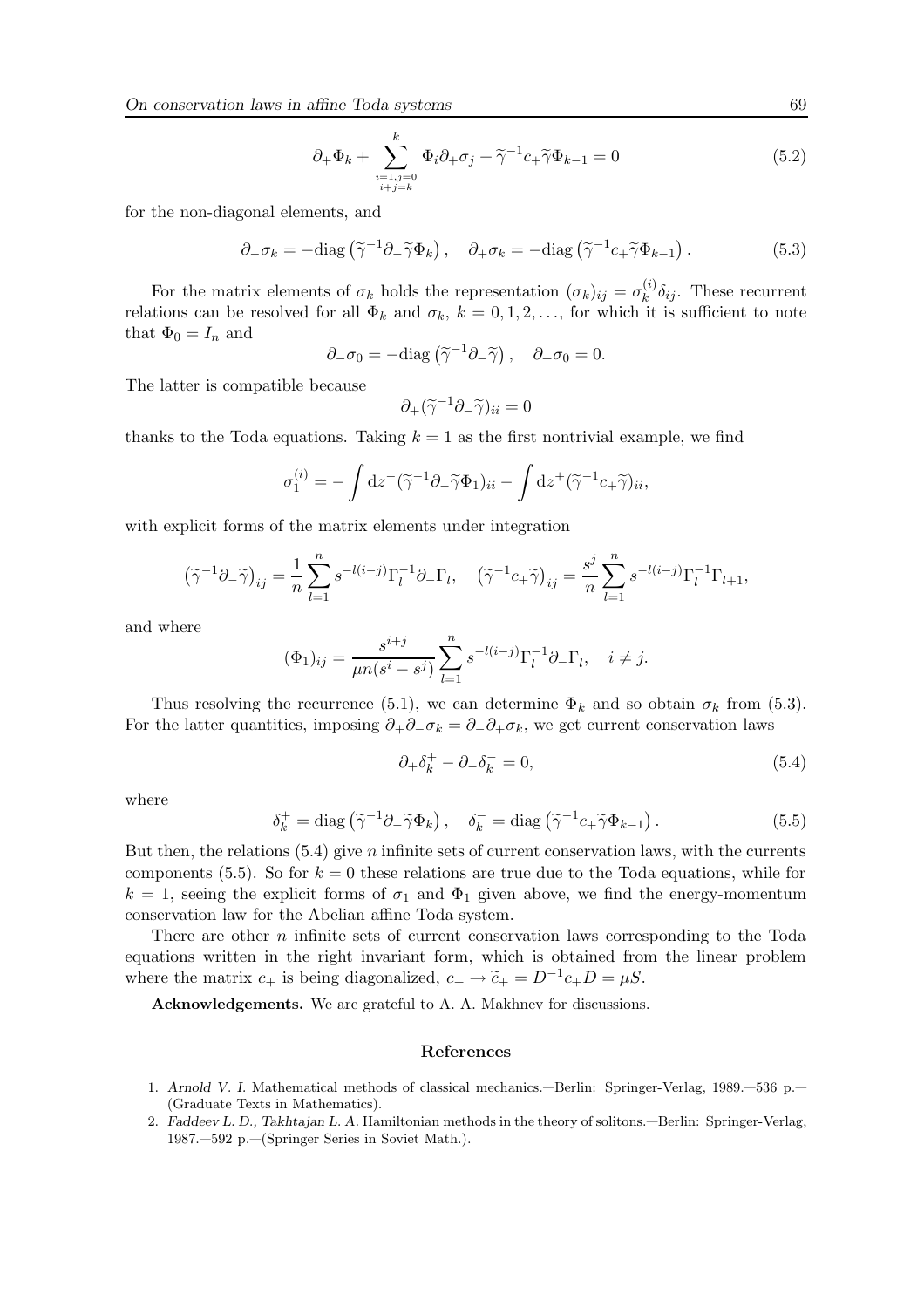$$\partial_+ \Phi_k + \sum_{\substack{i=1,j=0\\ i+j=k}}^{k} \Phi_i \partial_+ \sigma_j + \widetilde{\gamma}^{-1} c_+ \widetilde{\gamma} \Phi_{k-1} = 0 \tag{5.2}$$

for the non-diagonal elements, and

$$\partial_- \sigma_k = -\mathrm{diag}\left(\widetilde{\gamma}^{-1} \partial_- \widetilde{\gamma} \Phi_k\right), \quad \partial_+ \sigma_k = -\mathrm{diag}\left(\widetilde{\gamma}^{-1} c_+ \widetilde{\gamma} \Phi_{k-1}\right). \tag{5.3}$$

For the matrix elements of $\sigma_k$ holds the representation $(\sigma_k)_{ij} = \sigma_k^{(i)} \delta_{ij}$. These recurrent relations can be resolved for all $\Phi_k$ and $\sigma_k$, $k = 0, 1, 2, \ldots$, for which it is sufficient to note that $\Phi_0 = I_n$ and

$$\partial_- \sigma_0 = -\mathrm{diag}\left(\widetilde{\gamma}^{-1} \partial_- \widetilde{\gamma}\right), \quad \partial_+ \sigma_0 = 0.$$

The latter is compatible because

$$\partial_+ (\widetilde{\gamma}^{-1} \partial_- \widetilde{\gamma})_{ii} = 0$$

thanks to the Toda equations. Taking $k = 1$ as the first nontrivial example, we find

$$\sigma_1^{(i)} = -\int \mathrm{d}z^- (\widetilde{\gamma}^{-1} \partial_- \widetilde{\gamma} \Phi_1)_{ii} - \int \mathrm{d}z^+ (\widetilde{\gamma}^{-1} c_+ \widetilde{\gamma})_{ii},$$

with explicit forms of the matrix elements under integration

$$\left(\widetilde{\gamma}^{-1} \partial_- \widetilde{\gamma}\right)_{ij} = \frac{1}{n} \sum_{l=1}^{n} s^{-l(i-j)} \Gamma_l^{-1} \partial_- \Gamma_l, \quad \left(\widetilde{\gamma}^{-1} c_+ \widetilde{\gamma}\right)_{ij} = \frac{s^j}{n} \sum_{l=1}^{n} s^{-l(i-j)} \Gamma_l^{-1} \Gamma_{l+1},$$

and where

$$(\Phi_1)_{ij} = \frac{s^{i+j}}{\mu n (s^i - s^j)} \sum_{l=1}^{n} s^{-l(i-j)} \Gamma_l^{-1} \partial_- \Gamma_l, \quad i \neq j.$$

Thus resolving the recurrence (5.1), we can determine $\Phi_k$ and so obtain $\sigma_k$ from (5.3). For the latter quantities, imposing $\partial_+ \partial_- \sigma_k = \partial_- \partial_+ \sigma_k$, we get current conservation laws

$$\partial_+ \delta_k^+ - \partial_- \delta_k^- = 0, \tag{5.4}$$

where

$$\delta_k^+ = \mathrm{diag}\left(\widetilde{\gamma}^{-1} \partial_- \widetilde{\gamma} \Phi_k\right), \quad \delta_k^- = \mathrm{diag}\left(\widetilde{\gamma}^{-1} c_+ \widetilde{\gamma} \Phi_{k-1}\right). \tag{5.5}$$

But then, the relations (5.4) give $n$ infinite sets of current conservation laws, with the currents components (5.5). So for $k = 0$ these relations are true due to the Toda equations, while for $k = 1$, seeing the explicit forms of $\sigma_1$ and $\Phi_1$ given above, we find the energy-momentum conservation law for the Abelian affine Toda system.

There are other $n$ infinite sets of current conservation laws corresponding to the Toda equations written in the right invariant form, which is obtained from the linear problem where the matrix $c_+$ is being diagonalized, $c_+ \to \widetilde{c}_+ = D^{-1} c_+ D = \mu S$.

**Acknowledgements.** We are grateful to A. A. Makhnev for discussions.

## References

1. *Arnold V. I.* Mathematical methods of classical mechanics.—Berlin: Springer-Verlag, 1989.—536 p.—(Graduate Texts in Mathematics).
2. *Faddeev L. D., Takhtajan L. A.* Hamiltonian methods in the theory of solitons.—Berlin: Springer-Verlag, 1987.—592 p.—(Springer Series in Soviet Math.).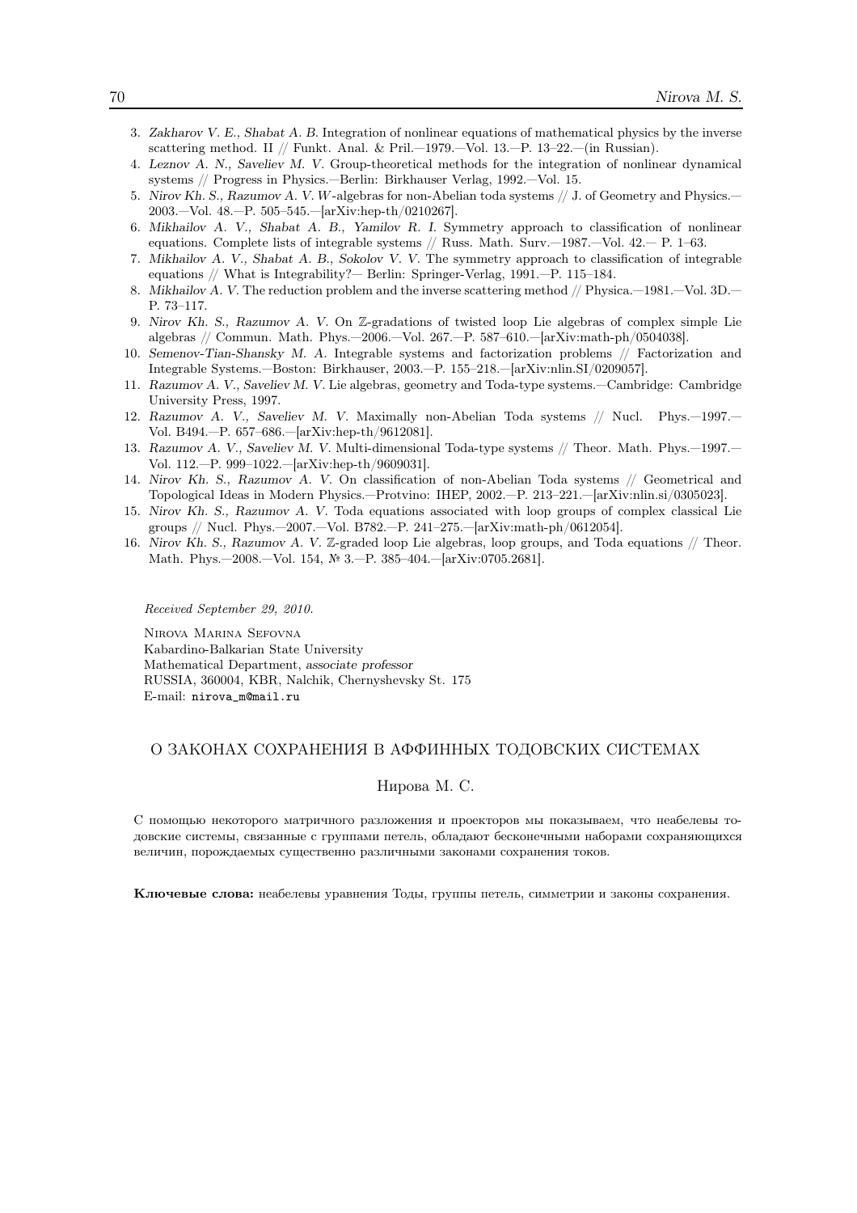3. *Zakharov V. E., Shabat A. B.* Integration of nonlinear equations of mathematical physics by the inverse scattering method. II // Funkt. Anal. & Pril.—1979.—Vol. 13.—P. 13–22.—(in Russian).
4. *Leznov A. N., Saveliev M. V.* Group-theoretical methods for the integration of nonlinear dynamical systems // Progress in Physics.—Berlin: Birkhauser Verlag, 1992.—Vol. 15.
5. *Nirov Kh. S., Razumov A. V.* $W$-algebras for non-Abelian toda systems // J. of Geometry and Physics.—2003.—Vol. 48.—P. 505–545.—[arXiv:hep-th/0210267].
6. *Mikhailov A. V., Shabat A. B., Yamilov R. I.* Symmetry approach to classification of nonlinear equations. Complete lists of integrable systems // Russ. Math. Surv.—1987.—Vol. 42.— P. 1–63.
7. *Mikhailov A. V., Shabat A. B., Sokolov V. V.* The symmetry approach to classification of integrable equations // What is Integrability?— Berlin: Springer-Verlag, 1991.—P. 115–184.
8. *Mikhailov A. V.* The reduction problem and the inverse scattering method // Physica.—1981.—Vol. 3D.—P. 73–117.
9. *Nirov Kh. S., Razumov A. V.* On $\mathbb{Z}$-gradations of twisted loop Lie algebras of complex simple Lie algebras // Commun. Math. Phys.—2006.—Vol. 267.—P. 587–610.—[arXiv:math-ph/0504038].
10. *Semenov-Tian-Shansky M. A.* Integrable systems and factorization problems // Factorization and Integrable Systems.—Boston: Birkhauser, 2003.—P. 155–218.—[arXiv:nlin.SI/0209057].
11. *Razumov A. V., Saveliev M. V.* Lie algebras, geometry and Toda-type systems.—Cambridge: Cambridge University Press, 1997.
12. *Razumov A. V., Saveliev M. V.* Maximally non-Abelian Toda systems // Nucl. Phys.—1997.—Vol. B494.—P. 657–686.—[arXiv:hep-th/9612081].
13. *Razumov A. V., Saveliev M. V.* Multi-dimensional Toda-type systems // Theor. Math. Phys.—1997.—Vol. 112.—P. 999–1022.—[arXiv:hep-th/9609031].
14. *Nirov Kh. S., Razumov A. V.* On classification of non-Abelian Toda systems // Geometrical and Topological Ideas in Modern Physics.—Protvino: IHEP, 2002.—P. 213–221.—[arXiv:nlin.si/0305023].
15. *Nirov Kh. S., Razumov A. V.* Toda equations associated with loop groups of complex classical Lie groups // Nucl. Phys.—2007.—Vol. B782.—P. 241–275.—[arXiv:math-ph/0612054].
16. *Nirov Kh. S., Razumov A. V.* $\mathbb{Z}$-graded loop Lie algebras, loop groups, and Toda equations // Theor. Math. Phys.—2008.—Vol. 154, № 3.—P. 385–404.—[arXiv:0705.2681].

*Received September 29, 2010.*

Nirova Marina Sefovna
Kabardino-Balkarian State University
Mathematical Department, *associate professor*
RUSSIA, 360004, KBR, Nalchik, Chernyshevsky St. 175
E-mail: nirova_m@mail.ru

## О ЗАКОНАХ СОХРАНЕНИЯ В АФФИННЫХ ТОДОВСКИХ СИСТЕМАХ

Нирова М. С.

С помощью некоторого матричного разложения и проекторов мы показываем, что неабелевы тодовские системы, связанные с группами петель, обладают бесконечными наборами сохраняющихся величин, порождаемых существенно различными законами сохранения токов.

**Ключевые слова:** неабелевы уравнения Тоды, группы петель, симметрии и законы сохранения.